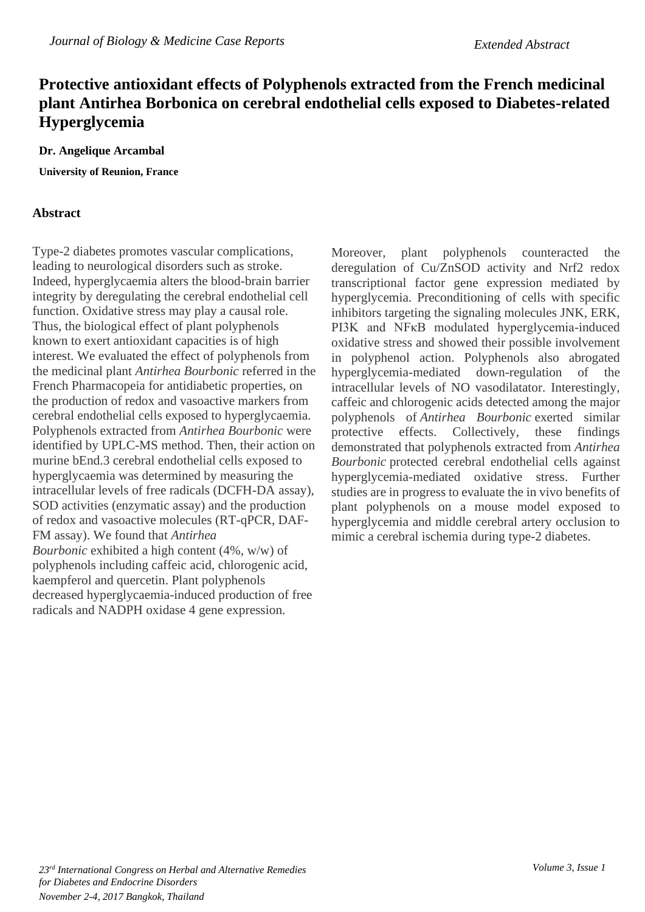# Protective antioxidant effects of Polyphenols extracted from the French medicinal plant Antirhea Borbonica on cerebral endothelial cells exposed to Diabetes-related Hyperglycemia

**Dr. Angelique Arcambal**

**University of Reunion, France**

## Abstract

Type-2 diabetes promotes vascular complications, leading to neurological disorders such as stroke. Indeed, hyperglycaemia alters the blood-brain barrier integrity by deregulating the cerebral endothelial cell function. Oxidative stress may play a causal role. Thus, the biological effect of plant polyphenols known to exert antioxidant capacities is of high interest. We evaluated the effect of polyphenols from the medicinal plant *Antirhea Bourbonic* referred in the French Pharmacopeia for antidiabetic properties, on the production of redox and vasoactive markers from cerebral endothelial cells exposed to hyperglycaemia. Polyphenols extracted from *Antirhea Bourbonic* were identified by UPLC-MS method. Then, their action on murine bEnd.3 cerebral endothelial cells exposed to hyperglycaemia was determined by measuring the intracellular levels of free radicals (DCFH-DA assay), SOD activities (enzymatic assay) and the production of redox and vasoactive molecules (RT-qPCR, DAF-FM assay). We found that *Antirhea Bourbonic* exhibited a high content (4%, w/w) of polyphenols including caffeic acid, chlorogenic acid, kaempferol and quercetin. Plant polyphenols decreased hyperglycaemia-induced production of free radicals and NADPH oxidase 4 gene expression. Moreover, plant polyphenols counteracted the deregulation of Cu/ZnSOD activity and Nrf2 redox transcriptional factor gene expression mediated by hyperglycemia. Preconditioning of cells with specific inhibitors targeting the signaling molecules JNK, ERK, PI3K and NFκB modulated hyperglycemia-induced oxidative stress and showed their possible involvement in polyphenol action. Polyphenols also abrogated hyperglycemia-mediated down-regulation of the intracellular levels of NO vasodilatator. Interestingly, caffeic and chlorogenic acids detected among the major polyphenols of *Antirhea Bourbonic* exerted similar protective effects. Collectively, these findings demonstrated that polyphenols extracted from *Antirhea Bourbonic* protected cerebral endothelial cells against hyperglycemia-mediated oxidative stress. Further studies are in progress to evaluate the in vivo benefits of plant polyphenols on a mouse model exposed to hyperglycemia and middle cerebral artery occlusion to mimic a cerebral ischemia during type-2 diabetes.

*23rd International Congress on Herbal and Alternative Remedies for Diabetes and Endocrine Disorders*
*November 2-4, 2017 Bangkok, Thailand*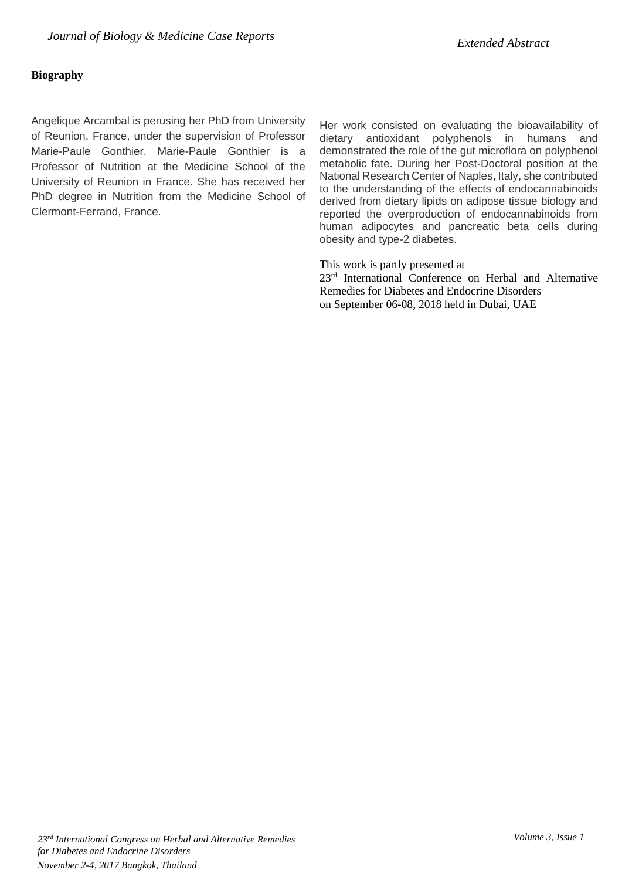## Biography

Angelique Arcambal is perusing her PhD from University of Reunion, France, under the supervision of Professor Marie-Paule Gonthier. Marie-Paule Gonthier is a Professor of Nutrition at the Medicine School of the University of Reunion in France. She has received her PhD degree in Nutrition from the Medicine School of Clermont-Ferrand, France.

Her work consisted on evaluating the bioavailability of dietary antioxidant polyphenols in humans and demonstrated the role of the gut microflora on polyphenol metabolic fate. During her Post-Doctoral position at the National Research Center of Naples, Italy, she contributed to the understanding of the effects of endocannabinoids derived from dietary lipids on adipose tissue biology and reported the overproduction of endocannabinoids from human adipocytes and pancreatic beta cells during obesity and type-2 diabetes.

This work is partly presented at
23rd International Conference on Herbal and Alternative Remedies for Diabetes and Endocrine Disorders
on September 06-08, 2018 held in Dubai, UAE